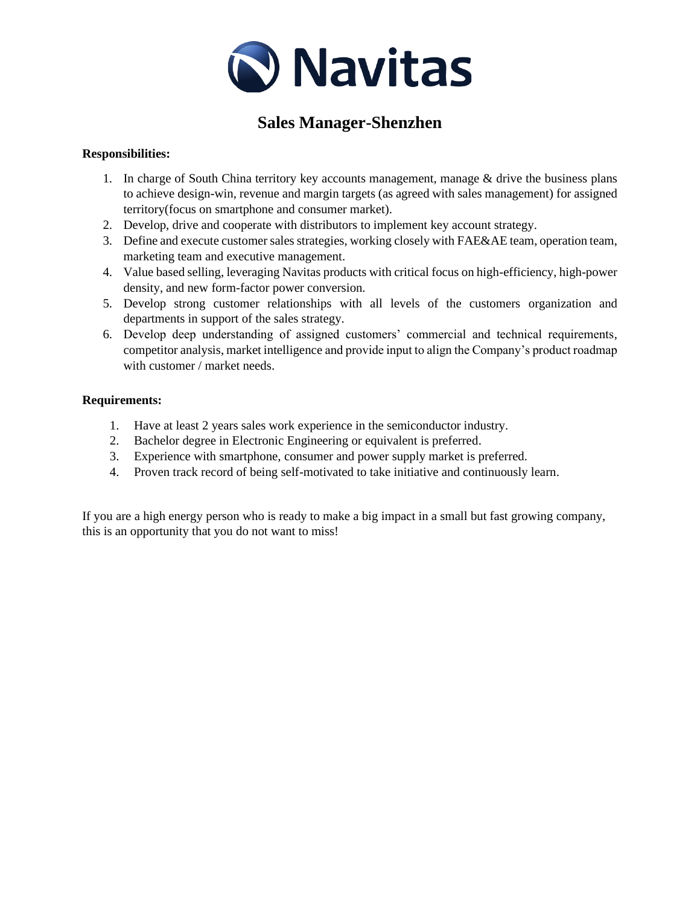# Navitas

## Sales Manager-Shenzhen

**Responsibilities:**

1. In charge of South China territory key accounts management, manage & drive the business plans to achieve design-win, revenue and margin targets (as agreed with sales management) for assigned territory(focus on smartphone and consumer market).
2. Develop, drive and cooperate with distributors to implement key account strategy.
3. Define and execute customer sales strategies, working closely with FAE&AE team, operation team, marketing team and executive management.
4. Value based selling, leveraging Navitas products with critical focus on high-efficiency, high-power density, and new form-factor power conversion.
5. Develop strong customer relationships with all levels of the customers organization and departments in support of the sales strategy.
6. Develop deep understanding of assigned customers' commercial and technical requirements, competitor analysis, market intelligence and provide input to align the Company's product roadmap with customer / market needs.

**Requirements:**

1. Have at least 2 years sales work experience in the semiconductor industry.
2. Bachelor degree in Electronic Engineering or equivalent is preferred.
3. Experience with smartphone, consumer and power supply market is preferred.
4. Proven track record of being self-motivated to take initiative and continuously learn.

If you are a high energy person who is ready to make a big impact in a small but fast growing company, this is an opportunity that you do not want to miss!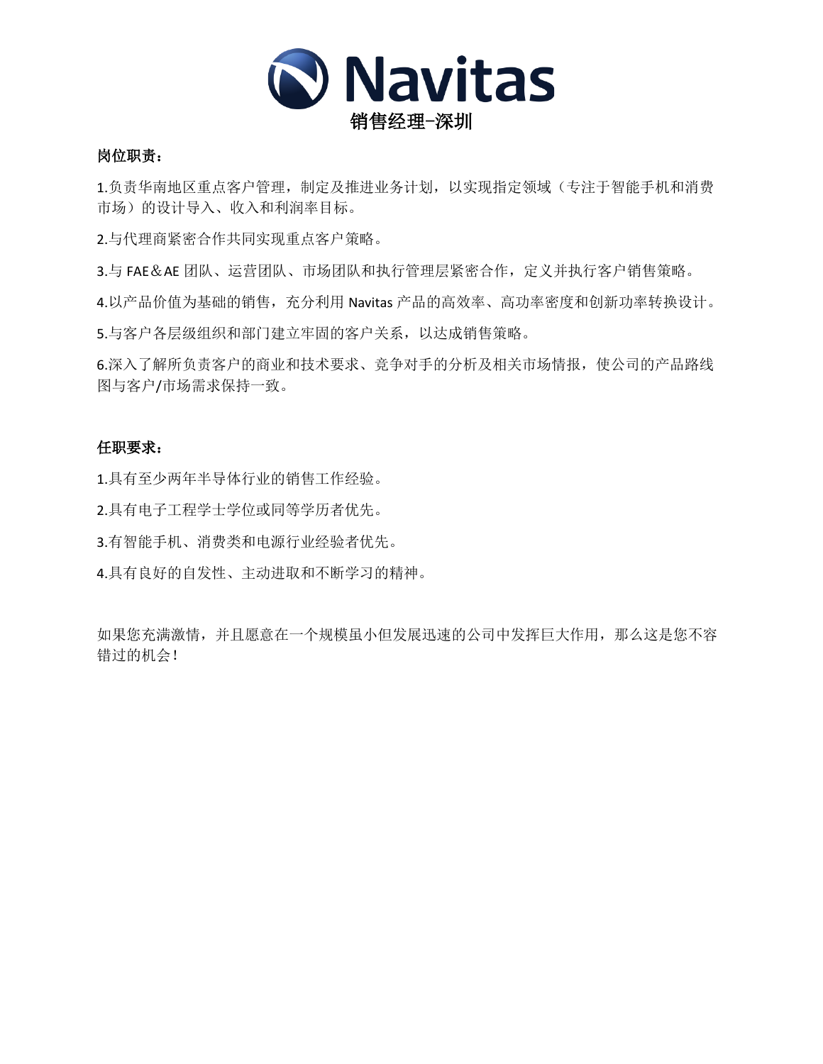# Navitas

## 销售经理-深圳

**岗位职责：**

1.负责华南地区重点客户管理，制定及推进业务计划，以实现指定领域（专注于智能手机和消费市场）的设计导入、收入和利润率目标。

2.与代理商紧密合作共同实现重点客户策略。

3.与 FAE＆AE 团队、运营团队、市场团队和执行管理层紧密合作，定义并执行客户销售策略。

4.以产品价值为基础的销售，充分利用 Navitas 产品的高效率、高功率密度和创新功率转换设计。

5.与客户各层级组织和部门建立牢固的客户关系，以达成销售策略。

6.深入了解所负责客户的商业和技术要求、竞争对手的分析及相关市场情报，使公司的产品路线图与客户/市场需求保持一致。

**任职要求：**

1.具有至少两年半导体行业的销售工作经验。

2.具有电子工程学士学位或同等学历者优先。

3.有智能手机、消费类和电源行业经验者优先。

4.具有良好的自发性、主动进取和不断学习的精神。

如果您充满激情，并且愿意在一个规模虽小但发展迅速的公司中发挥巨大作用，那么这是您不容错过的机会！